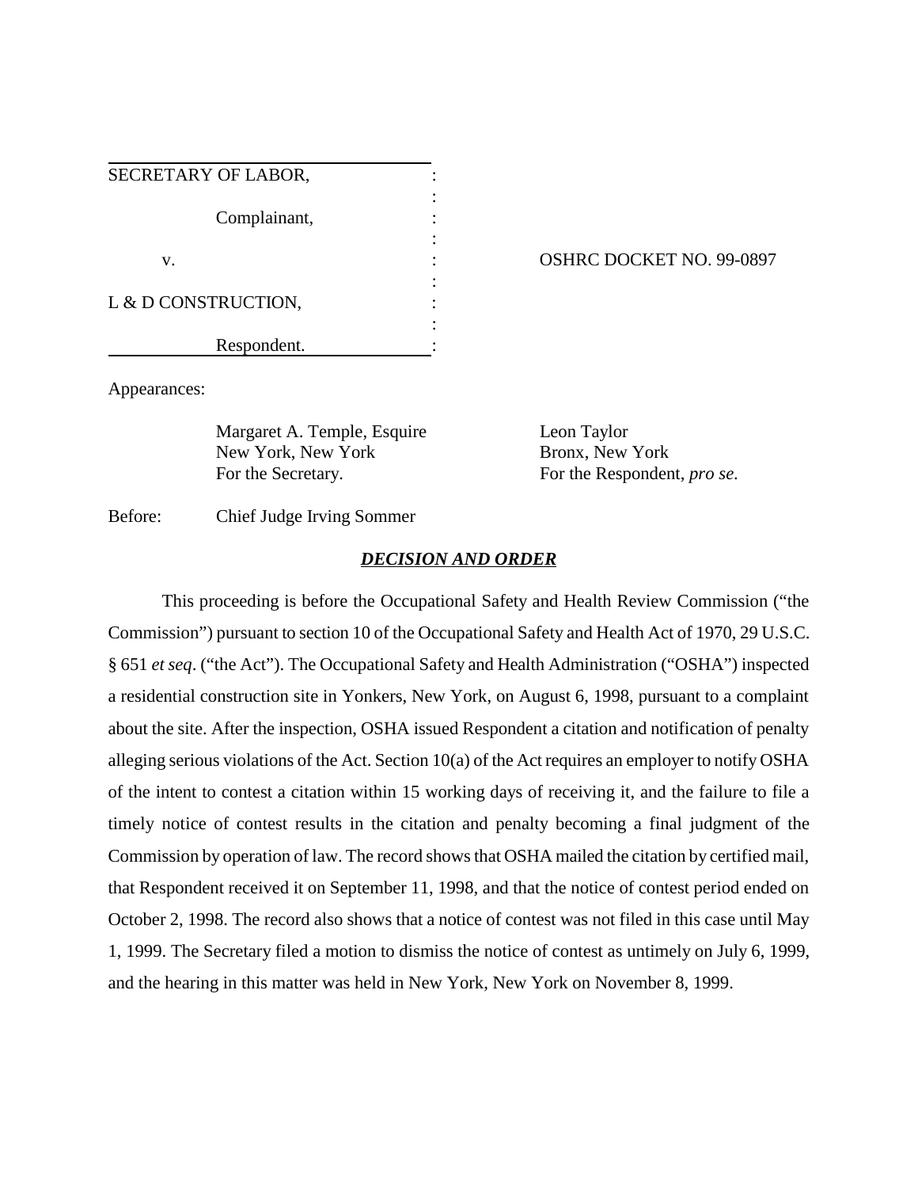| | | |
|---|---|---|
| SECRETARY OF LABOR, | : | |
| | : | |
| Complainant, | : | |
| | : | |
| v. | : | OSHRC DOCKET NO. 99-0897 |
| | : | |
| L & D CONSTRUCTION, | : | |
| | : | |
| Respondent. | : | |

Appearances:

Margaret A. Temple, Esquire
New York, New York
For the Secretary.

Leon Taylor
Bronx, New York
For the Respondent, *pro se*.

Before: Chief Judge Irving Sommer

## ***DECISION AND ORDER***

This proceeding is before the Occupational Safety and Health Review Commission ("the Commission") pursuant to section 10 of the Occupational Safety and Health Act of 1970, 29 U.S.C. § 651 *et seq*. ("the Act"). The Occupational Safety and Health Administration ("OSHA") inspected a residential construction site in Yonkers, New York, on August 6, 1998, pursuant to a complaint about the site. After the inspection, OSHA issued Respondent a citation and notification of penalty alleging serious violations of the Act. Section 10(a) of the Act requires an employer to notify OSHA of the intent to contest a citation within 15 working days of receiving it, and the failure to file a timely notice of contest results in the citation and penalty becoming a final judgment of the Commission by operation of law. The record shows that OSHA mailed the citation by certified mail, that Respondent received it on September 11, 1998, and that the notice of contest period ended on October 2, 1998. The record also shows that a notice of contest was not filed in this case until May 1, 1999. The Secretary filed a motion to dismiss the notice of contest as untimely on July 6, 1999, and the hearing in this matter was held in New York, New York on November 8, 1999.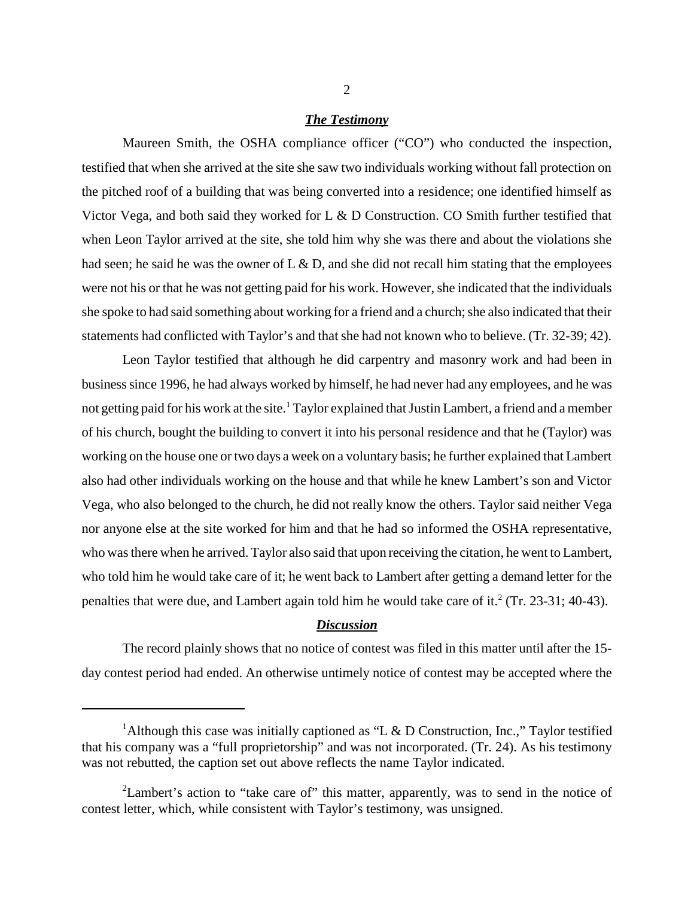### ***The Testimony***

Maureen Smith, the OSHA compliance officer ("CO") who conducted the inspection, testified that when she arrived at the site she saw two individuals working without fall protection on the pitched roof of a building that was being converted into a residence; one identified himself as Victor Vega, and both said they worked for L & D Construction. CO Smith further testified that when Leon Taylor arrived at the site, she told him why she was there and about the violations she had seen; he said he was the owner of L & D, and she did not recall him stating that the employees were not his or that he was not getting paid for his work. However, she indicated that the individuals she spoke to had said something about working for a friend and a church; she also indicated that their statements had conflicted with Taylor's and that she had not known who to believe. (Tr. 32-39; 42).

Leon Taylor testified that although he did carpentry and masonry work and had been in business since 1996, he had always worked by himself, he had never had any employees, and he was not getting paid for his work at the site.[1] Taylor explained that Justin Lambert, a friend and a member of his church, bought the building to convert it into his personal residence and that he (Taylor) was working on the house one or two days a week on a voluntary basis; he further explained that Lambert also had other individuals working on the house and that while he knew Lambert's son and Victor Vega, who also belonged to the church, he did not really know the others. Taylor said neither Vega nor anyone else at the site worked for him and that he had so informed the OSHA representative, who was there when he arrived. Taylor also said that upon receiving the citation, he went to Lambert, who told him he would take care of it; he went back to Lambert after getting a demand letter for the penalties that were due, and Lambert again told him he would take care of it.[2] (Tr. 23-31; 40-43).

### ***Discussion***

The record plainly shows that no notice of contest was filed in this matter until after the 15-day contest period had ended. An otherwise untimely notice of contest may be accepted where the

---

[1] Although this case was initially captioned as "L & D Construction, Inc.," Taylor testified that his company was a "full proprietorship" and was not incorporated. (Tr. 24). As his testimony was not rebutted, the caption set out above reflects the name Taylor indicated.

[2] Lambert's action to "take care of" this matter, apparently, was to send in the notice of contest letter, which, while consistent with Taylor's testimony, was unsigned.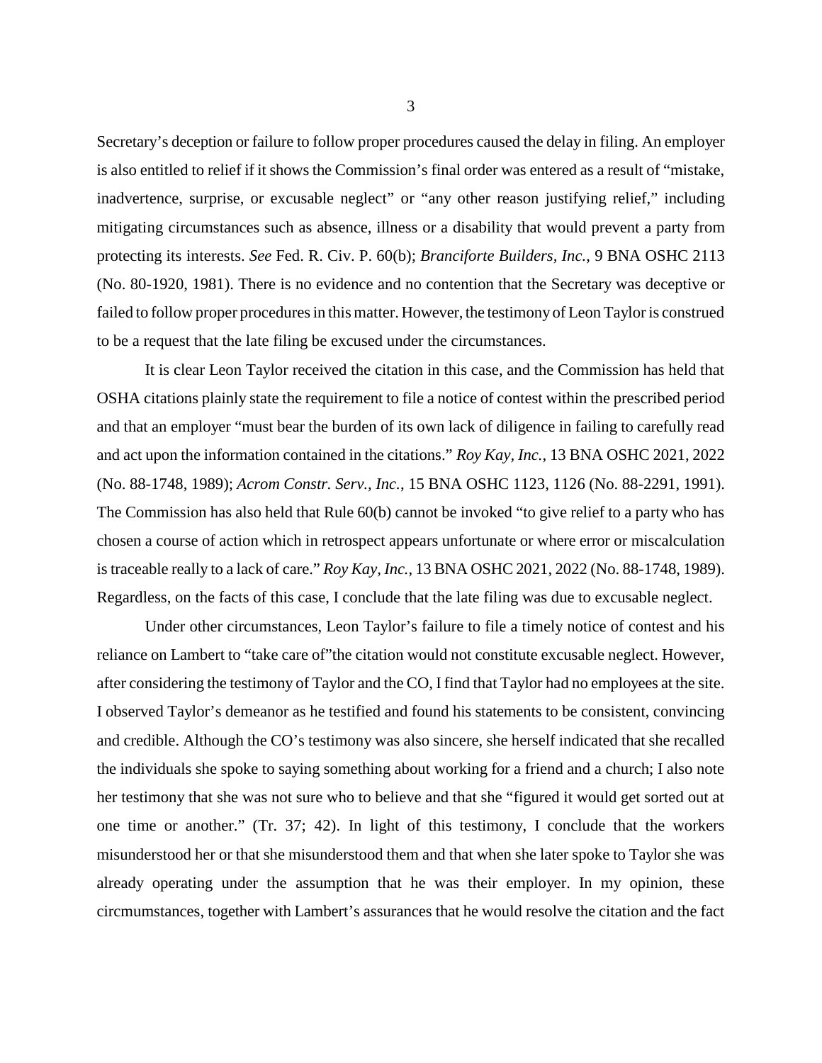Secretary's deception or failure to follow proper procedures caused the delay in filing. An employer is also entitled to relief if it shows the Commission's final order was entered as a result of "mistake, inadvertence, surprise, or excusable neglect" or "any other reason justifying relief," including mitigating circumstances such as absence, illness or a disability that would prevent a party from protecting its interests. *See* Fed. R. Civ. P. 60(b); *Branciforte Builders, Inc.*, 9 BNA OSHC 2113 (No. 80-1920, 1981). There is no evidence and no contention that the Secretary was deceptive or failed to follow proper procedures in this matter. However, the testimony of Leon Taylor is construed to be a request that the late filing be excused under the circumstances.

It is clear Leon Taylor received the citation in this case, and the Commission has held that OSHA citations plainly state the requirement to file a notice of contest within the prescribed period and that an employer "must bear the burden of its own lack of diligence in failing to carefully read and act upon the information contained in the citations." *Roy Kay, Inc.*, 13 BNA OSHC 2021, 2022 (No. 88-1748, 1989); *Acrom Constr. Serv., Inc.*, 15 BNA OSHC 1123, 1126 (No. 88-2291, 1991). The Commission has also held that Rule 60(b) cannot be invoked "to give relief to a party who has chosen a course of action which in retrospect appears unfortunate or where error or miscalculation is traceable really to a lack of care." *Roy Kay, Inc.*, 13 BNA OSHC 2021, 2022 (No. 88-1748, 1989). Regardless, on the facts of this case, I conclude that the late filing was due to excusable neglect.

Under other circumstances, Leon Taylor's failure to file a timely notice of contest and his reliance on Lambert to "take care of"the citation would not constitute excusable neglect. However, after considering the testimony of Taylor and the CO, I find that Taylor had no employees at the site. I observed Taylor's demeanor as he testified and found his statements to be consistent, convincing and credible. Although the CO's testimony was also sincere, she herself indicated that she recalled the individuals she spoke to saying something about working for a friend and a church; I also note her testimony that she was not sure who to believe and that she "figured it would get sorted out at one time or another." (Tr. 37; 42). In light of this testimony, I conclude that the workers misunderstood her or that she misunderstood them and that when she later spoke to Taylor she was already operating under the assumption that he was their employer. In my opinion, these circmumstances, together with Lambert's assurances that he would resolve the citation and the fact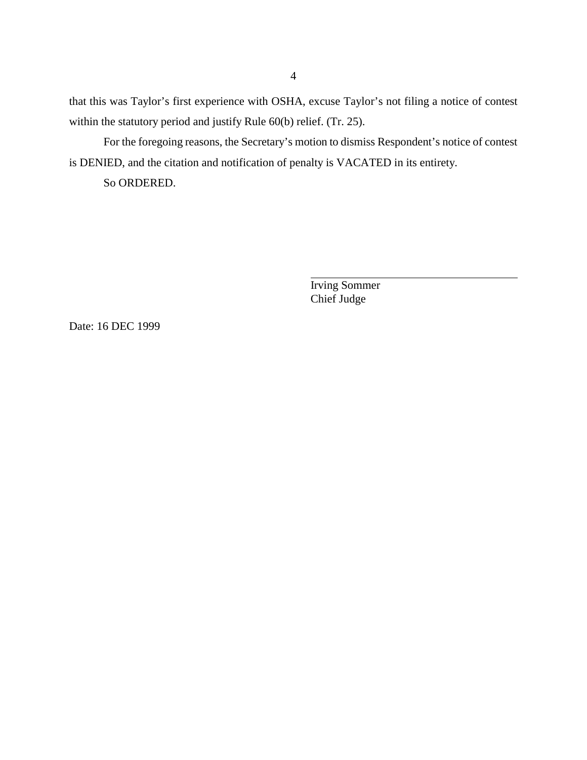that this was Taylor’s first experience with OSHA, excuse Taylor’s not filing a notice of contest within the statutory period and justify Rule 60(b) relief. (Tr. 25).

For the foregoing reasons, the Secretary’s motion to dismiss Respondent’s notice of contest is DENIED, and the citation and notification of penalty is VACATED in its entirety.

So ORDERED.

Irving Sommer
Chief Judge

Date: 16 DEC 1999